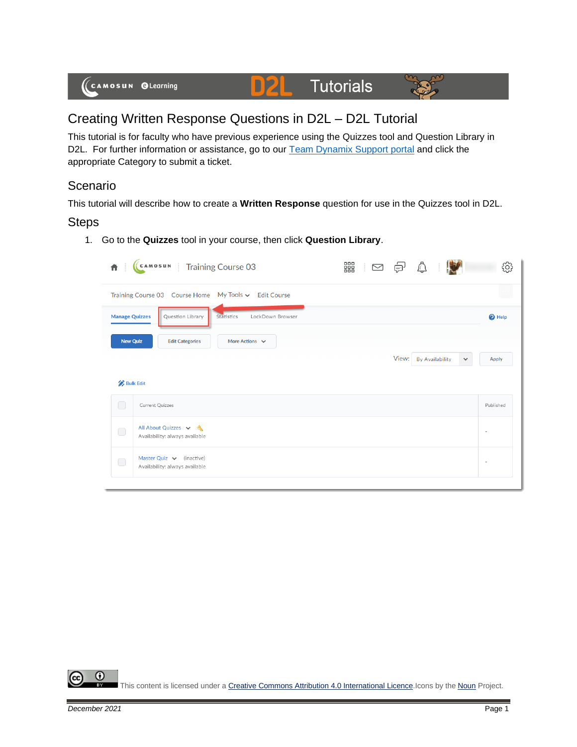# Creating Written Response Questions in D2L – D2L Tutorial

This tutorial is for faculty who have previous experience using the Quizzes tool and Question Library in D2L. For further information or assistance, go to our Team Dynamix Support portal and click the appropriate Category to submit a ticket.

## Scenario

This tutorial will describe how to create a **Written Response** question for use in the Quizzes tool in D2L.

## Steps

1. Go to the **Quizzes** tool in your course, then click **Question Library**.

This content is licensed under a Creative Commons Attribution 4.0 International Licence. Icons by the Noun Project.

December 2021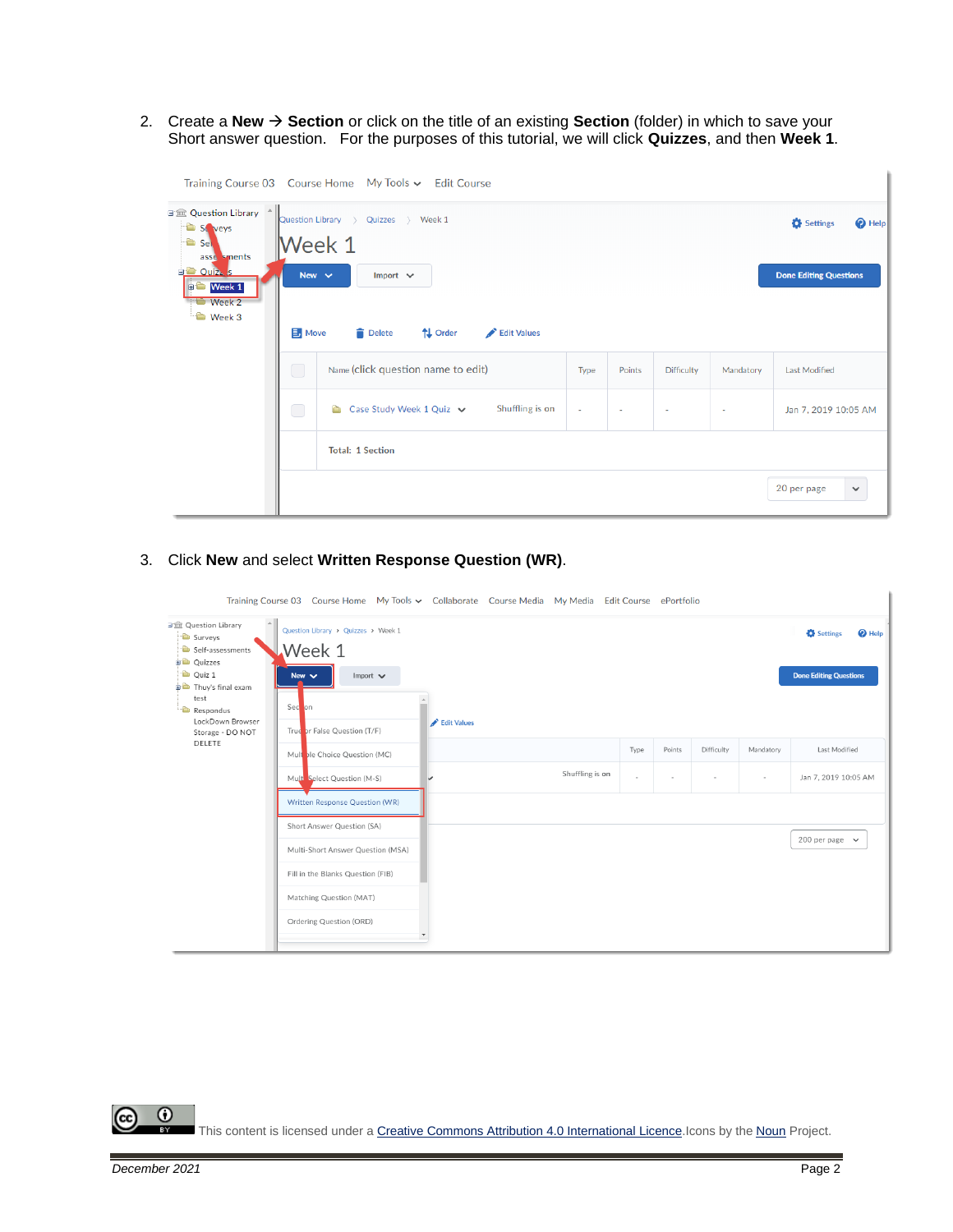2. Create a **New → Section** or click on the title of an existing **Section** (folder) in which to save your Short answer question. For the purposes of this tutorial, we will click **Quizzes**, and then **Week 1**.

3. Click **New** and select **Written Response Question (WR)**.

This content is licensed under a Creative Commons Attribution 4.0 International Licence. Icons by the Noun Project.

December 2021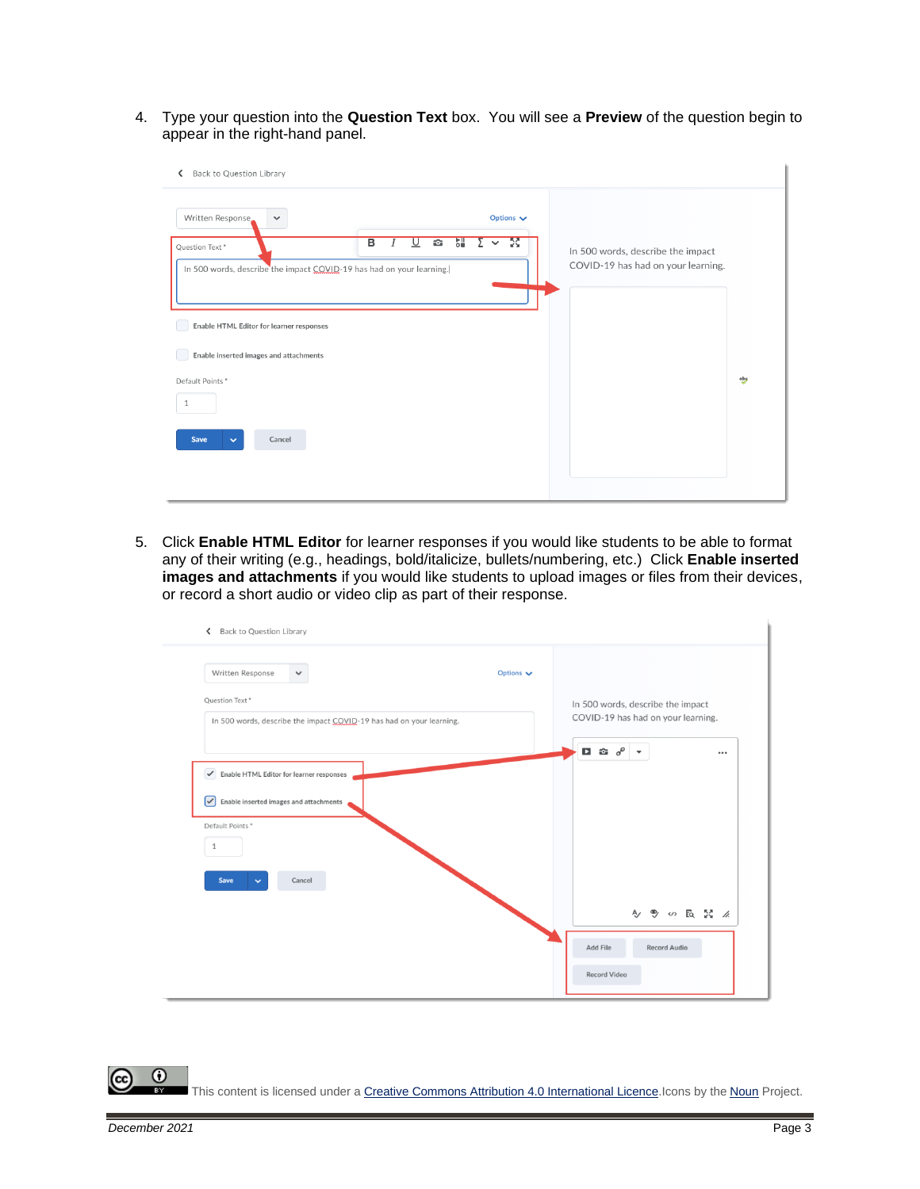4. Type your question into the **Question Text** box. You will see a **Preview** of the question begin to appear in the right-hand panel.

5. Click **Enable HTML Editor** for learner responses if you would like students to be able to format any of their writing (e.g., headings, bold/italicize, bullets/numbering, etc.) Click **Enable inserted images and attachments** if you would like students to upload images or files from their devices, or record a short audio or video clip as part of their response.

This content is licensed under a Creative Commons Attribution 4.0 International Licence. Icons by the Noun Project.

December 2021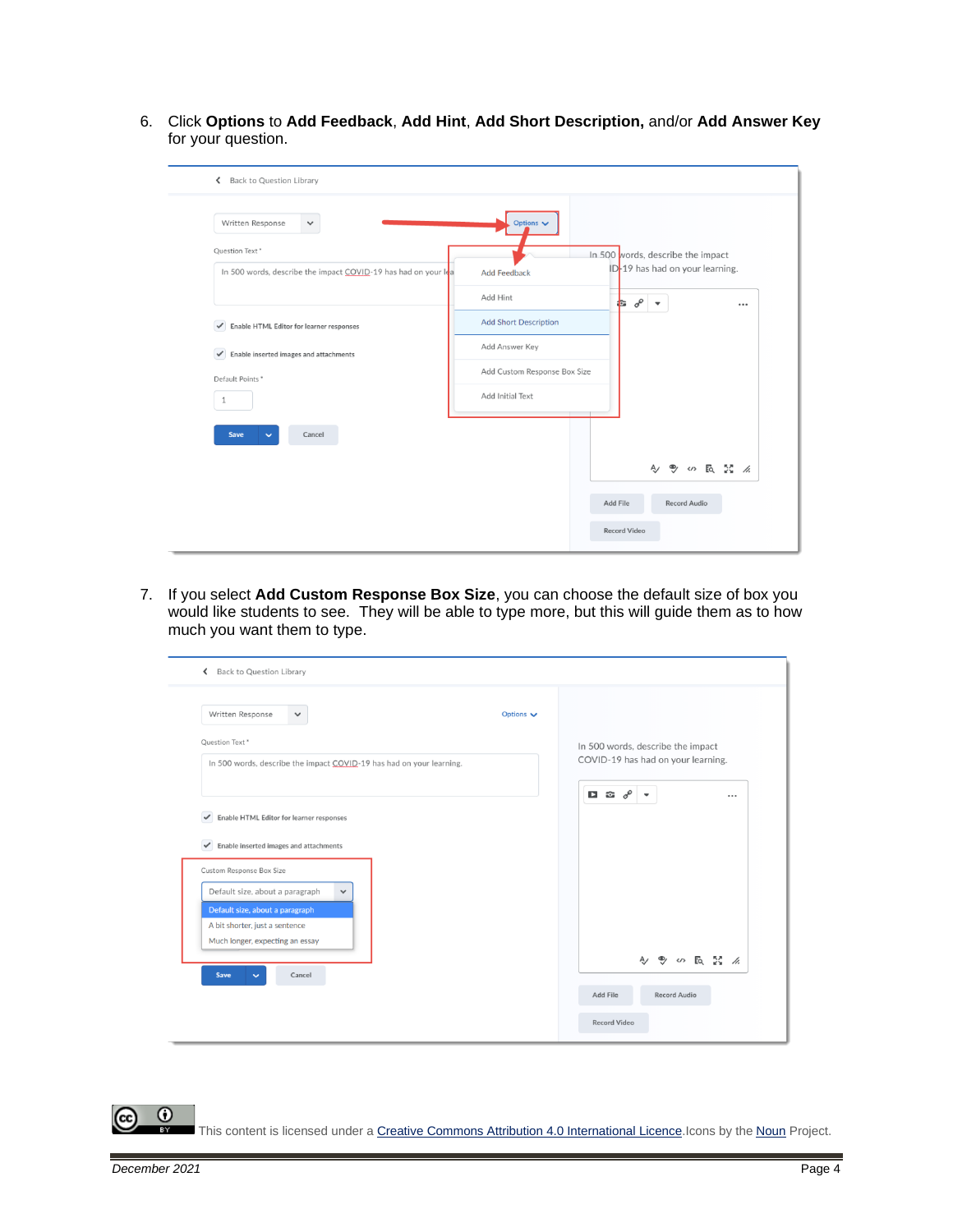6. Click **Options** to **Add Feedback**, **Add Hint**, **Add Short Description,** and/or **Add Answer Key** for your question.

7. If you select **Add Custom Response Box Size**, you can choose the default size of box you would like students to see. They will be able to type more, but this will guide them as to how much you want them to type.

This content is licensed under a Creative Commons Attribution 4.0 International Licence. Icons by the Noun Project.

December 2021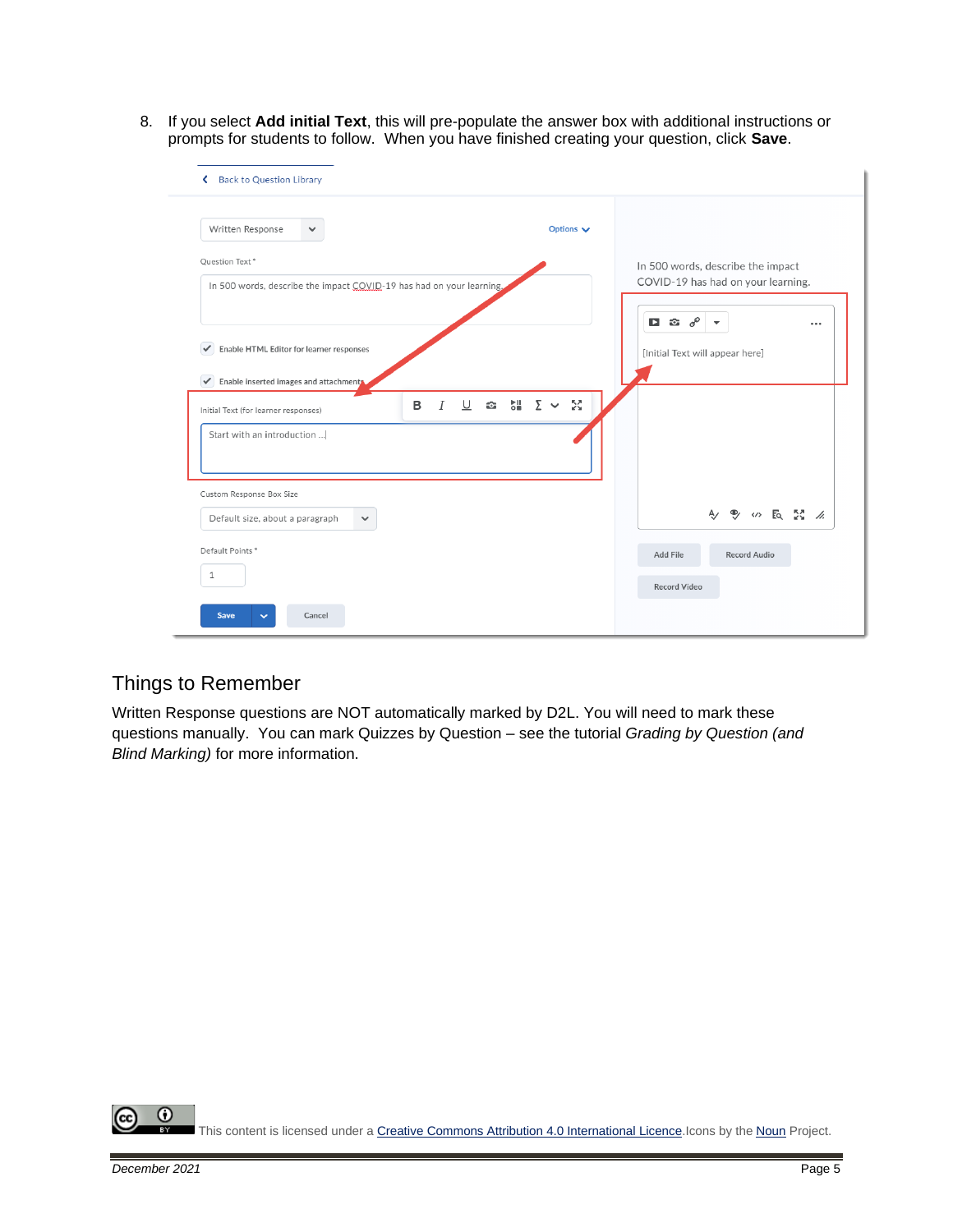8. If you select **Add initial Text**, this will pre-populate the answer box with additional instructions or prompts for students to follow. When you have finished creating your question, click **Save**.

## Things to Remember

Written Response questions are NOT automatically marked by D2L. You will need to mark these questions manually. You can mark Quizzes by Question – see the tutorial *Grading by Question (and Blind Marking)* for more information.

This content is licensed under a Creative Commons Attribution 4.0 International Licence. Icons by the Noun Project.

*December 2021*